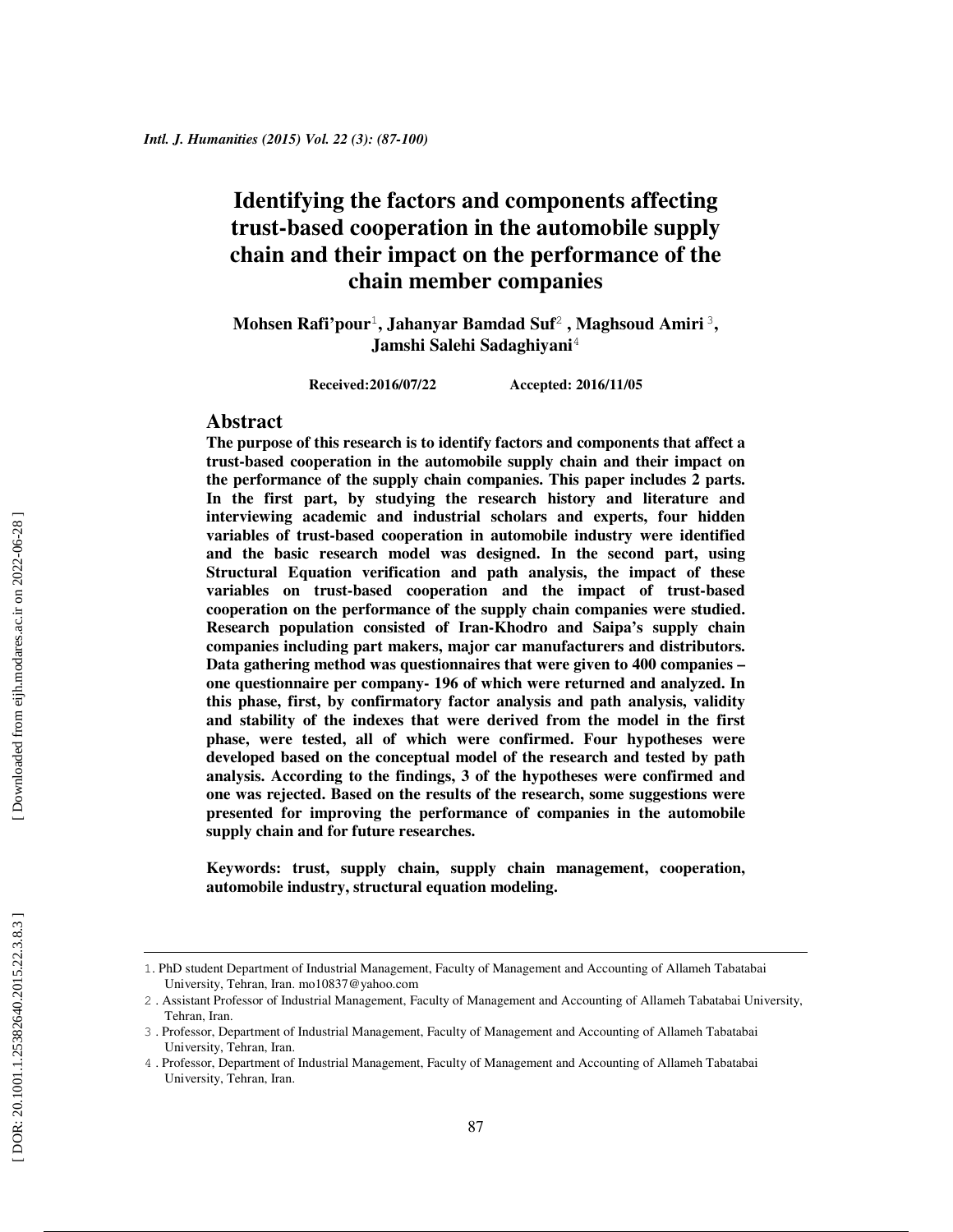# Identifying the factors and components affecting trust-based cooperation in the automobile supply chain and their impact on the performance of the chain member companies

**Mohsen Rafi'pour[1], Jahanyar Bamdad Suf[2], Maghsoud Amiri[3], Jamshi Salehi Sadaghiyani[4]**

**Received:2016/07/22 Accepted: 2016/11/05**

## Abstract

**The purpose of this research is to identify factors and components that affect a trust-based cooperation in the automobile supply chain and their impact on the performance of the supply chain companies. This paper includes 2 parts. In the first part, by studying the research history and literature and interviewing academic and industrial scholars and experts, four hidden variables of trust-based cooperation in automobile industry were identified and the basic research model was designed. In the second part, using Structural Equation verification and path analysis, the impact of these variables on trust-based cooperation and the impact of trust-based cooperation on the performance of the supply chain companies were studied. Research population consisted of Iran-Khodro and Saipa's supply chain companies including part makers, major car manufacturers and distributors. Data gathering method was questionnaires that were given to 400 companies – one questionnaire per company- 196 of which were returned and analyzed. In this phase, first, by confirmatory factor analysis and path analysis, validity and stability of the indexes that were derived from the model in the first phase, were tested, all of which were confirmed. Four hypotheses were developed based on the conceptual model of the research and tested by path analysis. According to the findings, 3 of the hypotheses were confirmed and one was rejected. Based on the results of the research, some suggestions were presented for improving the performance of companies in the automobile supply chain and for future researches.**

**Keywords: trust, supply chain, supply chain management, cooperation, automobile industry, structural equation modeling.**

---

1. PhD student Department of Industrial Management, Faculty of Management and Accounting of Allameh Tabatabai University, Tehran, Iran. mo10837@yahoo.com
2. Assistant Professor of Industrial Management, Faculty of Management and Accounting of Allameh Tabatabai University, Tehran, Iran.
3. Professor, Department of Industrial Management, Faculty of Management and Accounting of Allameh Tabatabai University, Tehran, Iran.
4. Professor, Department of Industrial Management, Faculty of Management and Accounting of Allameh Tabatabai University, Tehran, Iran.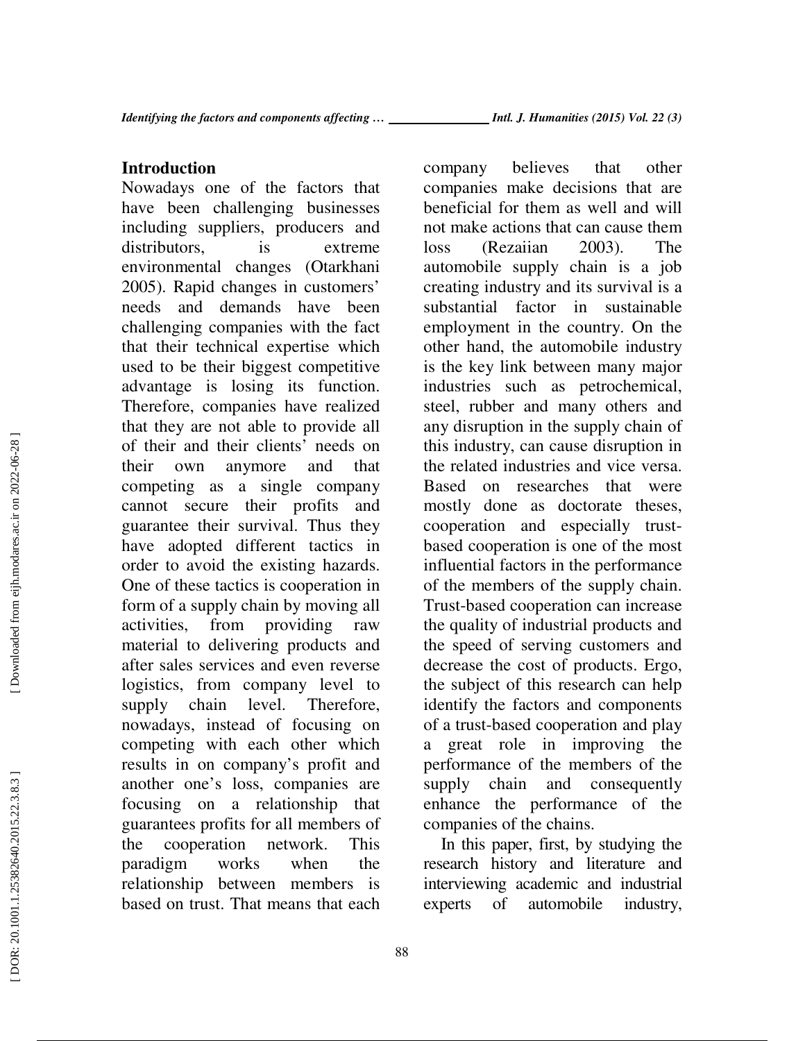## Introduction

Nowadays one of the factors that have been challenging businesses including suppliers, producers and distributors, is extreme environmental changes (Otarkhani 2005). Rapid changes in customers' needs and demands have been challenging companies with the fact that their technical expertise which used to be their biggest competitive advantage is losing its function. Therefore, companies have realized that they are not able to provide all of their and their clients' needs on their own anymore and that competing as a single company cannot secure their profits and guarantee their survival. Thus they have adopted different tactics in order to avoid the existing hazards. One of these tactics is cooperation in form of a supply chain by moving all activities, from providing raw material to delivering products and after sales services and even reverse logistics, from company level to supply chain level. Therefore, nowadays, instead of focusing on competing with each other which results in on company's profit and another one's loss, companies are focusing on a relationship that guarantees profits for all members of the cooperation network. This paradigm works when the relationship between members is based on trust. That means that each company believes that other companies make decisions that are beneficial for them as well and will not make actions that can cause them loss (Rezaiian 2003). The automobile supply chain is a job creating industry and its survival is a substantial factor in sustainable employment in the country. On the other hand, the automobile industry is the key link between many major industries such as petrochemical, steel, rubber and many others and any disruption in the supply chain of this industry, can cause disruption in the related industries and vice versa. Based on researches that were mostly done as doctorate theses, cooperation and especially trust-based cooperation is one of the most influential factors in the performance of the members of the supply chain. Trust-based cooperation can increase the quality of industrial products and the speed of serving customers and decrease the cost of products. Ergo, the subject of this research can help identify the factors and components of a trust-based cooperation and play a great role in improving the performance of the members of the supply chain and consequently enhance the performance of the companies of the chains.

In this paper, first, by studying the research history and literature and interviewing academic and industrial experts of automobile industry,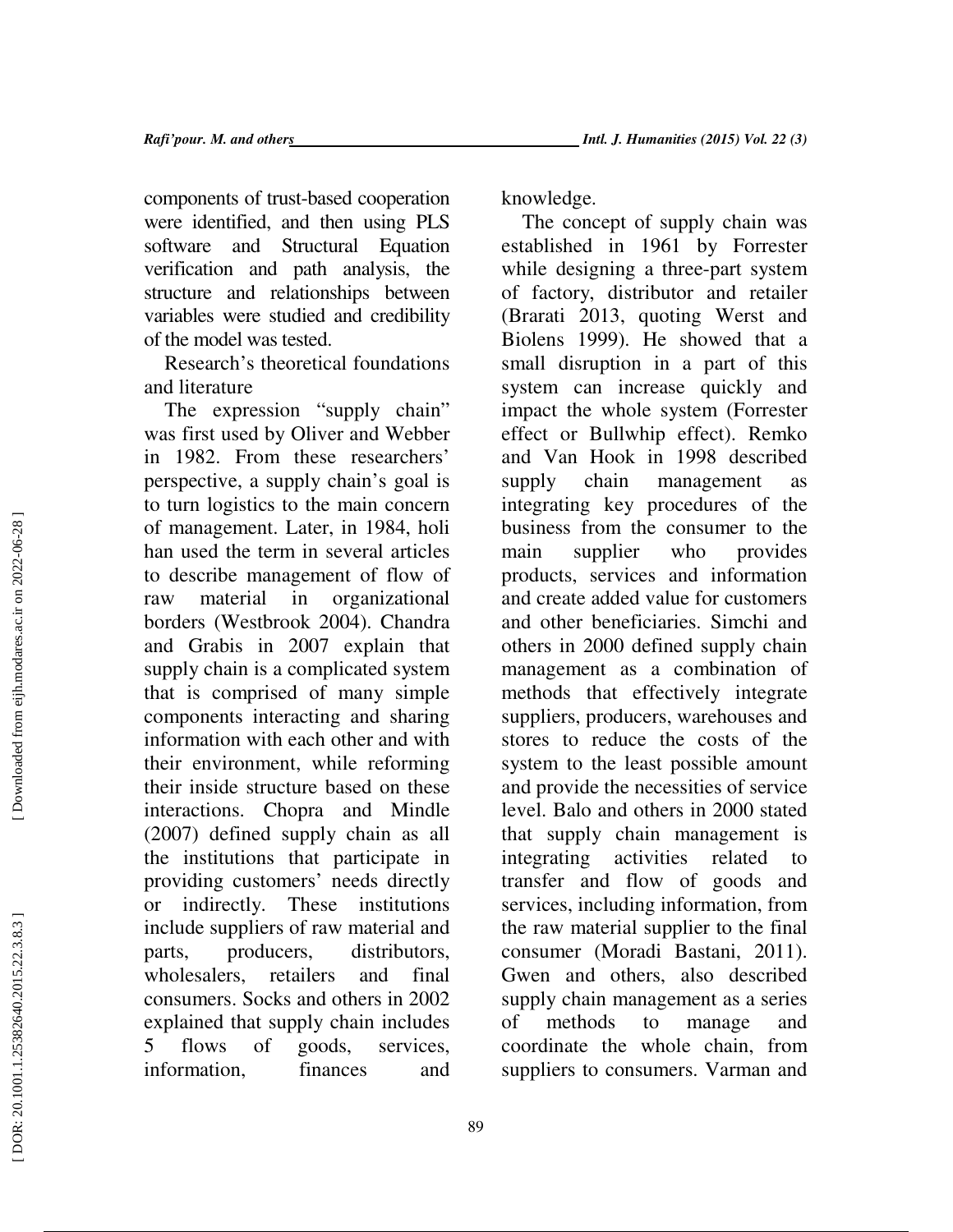components of trust-based cooperation were identified, and then using PLS software and Structural Equation verification and path analysis, the structure and relationships between variables were studied and credibility of the model was tested.

Research's theoretical foundations and literature

The expression "supply chain" was first used by Oliver and Webber in 1982. From these researchers' perspective, a supply chain's goal is to turn logistics to the main concern of management. Later, in 1984, holi han used the term in several articles to describe management of flow of raw material in organizational borders (Westbrook 2004). Chandra and Grabis in 2007 explain that supply chain is a complicated system that is comprised of many simple components interacting and sharing information with each other and with their environment, while reforming their inside structure based on these interactions. Chopra and Mindle (2007) defined supply chain as all the institutions that participate in providing customers' needs directly or indirectly. These institutions include suppliers of raw material and parts, producers, distributors, wholesalers, retailers and final consumers. Socks and others in 2002 explained that supply chain includes 5 flows of goods, services, information, finances and knowledge.

The concept of supply chain was established in 1961 by Forrester while designing a three-part system of factory, distributor and retailer (Brarati 2013, quoting Werst and Biolens 1999). He showed that a small disruption in a part of this system can increase quickly and impact the whole system (Forrester effect or Bullwhip effect). Remko and Van Hook in 1998 described supply chain management as integrating key procedures of the business from the consumer to the main supplier who provides products, services and information and create added value for customers and other beneficiaries. Simchi and others in 2000 defined supply chain management as a combination of methods that effectively integrate suppliers, producers, warehouses and stores to reduce the costs of the system to the least possible amount and provide the necessities of service level. Balo and others in 2000 stated that supply chain management is integrating activities related to transfer and flow of goods and services, including information, from the raw material supplier to the final consumer (Moradi Bastani, 2011). Gwen and others, also described supply chain management as a series of methods to manage and coordinate the whole chain, from suppliers to consumers. Varman and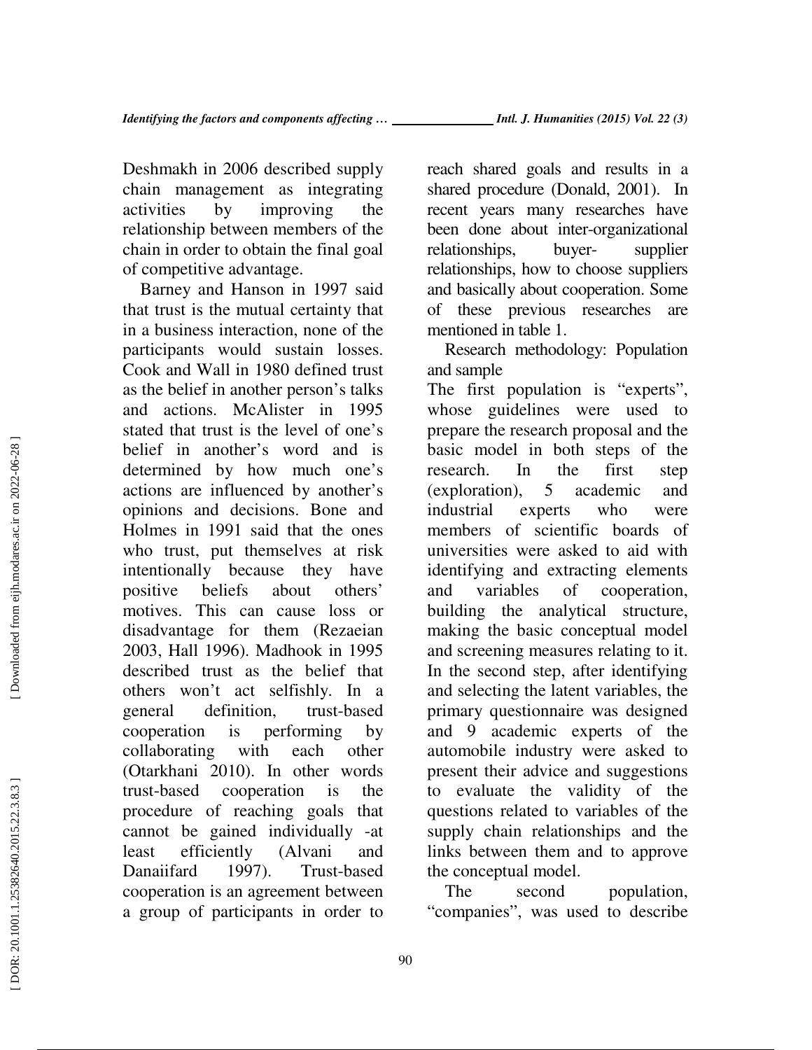Deshmakh in 2006 described supply chain management as integrating activities by improving the relationship between members of the chain in order to obtain the final goal of competitive advantage.

Barney and Hanson in 1997 said that trust is the mutual certainty that in a business interaction, none of the participants would sustain losses. Cook and Wall in 1980 defined trust as the belief in another person's talks and actions. McAlister in 1995 stated that trust is the level of one's belief in another's word and is determined by how much one's actions are influenced by another's opinions and decisions. Bone and Holmes in 1991 said that the ones who trust, put themselves at risk intentionally because they have positive beliefs about others' motives. This can cause loss or disadvantage for them (Rezaeian 2003, Hall 1996). Madhook in 1995 described trust as the belief that others won't act selfishly. In a general definition, trust-based cooperation is performing by collaborating with each other (Otarkhani 2010). In other words trust-based cooperation is the procedure of reaching goals that cannot be gained individually -at least efficiently (Alvani and Danaiifard 1997). Trust-based cooperation is an agreement between a group of participants in order to reach shared goals and results in a shared procedure (Donald, 2001). In recent years many researches have been done about inter-organizational relationships, buyer- supplier relationships, how to choose suppliers and basically about cooperation. Some of these previous researches are mentioned in table 1.

Research methodology: Population and sample

The first population is "experts", whose guidelines were used to prepare the research proposal and the basic model in both steps of the research. In the first step (exploration), 5 academic and industrial experts who were members of scientific boards of universities were asked to aid with identifying and extracting elements and variables of cooperation, building the analytical structure, making the basic conceptual model and screening measures relating to it. In the second step, after identifying and selecting the latent variables, the primary questionnaire was designed and 9 academic experts of the automobile industry were asked to present their advice and suggestions to evaluate the validity of the questions related to variables of the supply chain relationships and the links between them and to approve the conceptual model.

The second population, "companies", was used to describe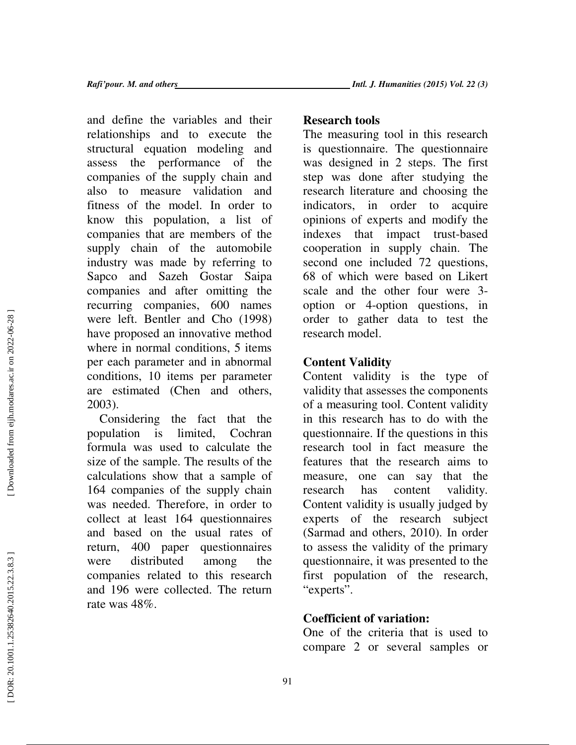and define the variables and their relationships and to execute the structural equation modeling and assess the performance of the companies of the supply chain and also to measure validation and fitness of the model. In order to know this population, a list of companies that are members of the supply chain of the automobile industry was made by referring to Sapco and Sazeh Gostar Saipa companies and after omitting the recurring companies, 600 names were left. Bentler and Cho (1998) have proposed an innovative method where in normal conditions, 5 items per each parameter and in abnormal conditions, 10 items per parameter are estimated (Chen and others, 2003).

Considering the fact that the population is limited, Cochran formula was used to calculate the size of the sample. The results of the calculations show that a sample of 164 companies of the supply chain was needed. Therefore, in order to collect at least 164 questionnaires and based on the usual rates of return, 400 paper questionnaires were distributed among the companies related to this research and 196 were collected. The return rate was 48%.

### Research tools

The measuring tool in this research is questionnaire. The questionnaire was designed in 2 steps. The first step was done after studying the research literature and choosing the indicators, in order to acquire opinions of experts and modify the indexes that impact trust-based cooperation in supply chain. The second one included 72 questions, 68 of which were based on Likert scale and the other four were 3-option or 4-option questions, in order to gather data to test the research model.

### Content Validity

Content validity is the type of validity that assesses the components of a measuring tool. Content validity in this research has to do with the questionnaire. If the questions in this research tool in fact measure the features that the research aims to measure, one can say that the research has content validity. Content validity is usually judged by experts of the research subject (Sarmad and others, 2010). In order to assess the validity of the primary questionnaire, it was presented to the first population of the research, "experts".

### Coefficient of variation:

One of the criteria that is used to compare 2 or several samples or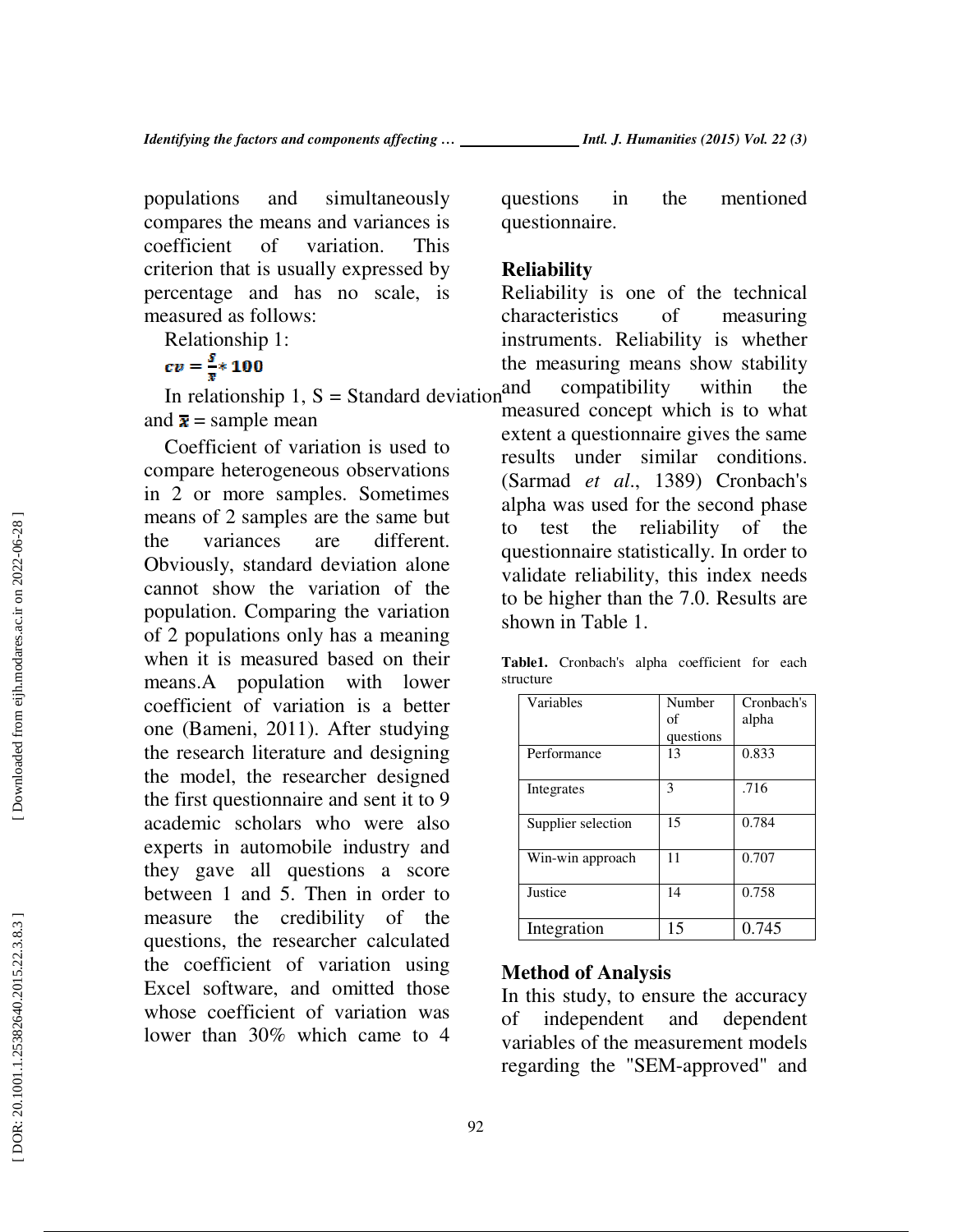populations and simultaneously compares the means and variances is coefficient of variation. This criterion that is usually expressed by percentage and has no scale, is measured as follows:

Relationship 1:

$$cv = \frac{s}{\bar{x}} * 100$$

In relationship 1, S = Standard deviation and $\bar{x}$ = sample mean

Coefficient of variation is used to compare heterogeneous observations in 2 or more samples. Sometimes means of 2 samples are the same but the variances are different. Obviously, standard deviation alone cannot show the variation of the population. Comparing the variation of 2 populations only has a meaning when it is measured based on their means.A population with lower coefficient of variation is a better one (Bameni, 2011). After studying the research literature and designing the model, the researcher designed the first questionnaire and sent it to 9 academic scholars who were also experts in automobile industry and they gave all questions a score between 1 and 5. Then in order to measure the credibility of the questions, the researcher calculated the coefficient of variation using Excel software, and omitted those whose coefficient of variation was lower than 30% which came to 4 questions in the mentioned questionnaire.

## Reliability

Reliability is one of the technical characteristics of measuring instruments. Reliability is whether the measuring means show stability and compatibility within the measured concept which is to what extent a questionnaire gives the same results under similar conditions. (Sarmad *et al.*, 1389) Cronbach's alpha was used for the second phase to test the reliability of the questionnaire statistically. In order to validate reliability, this index needs to be higher than the 7.0. Results are shown in Table 1.

**Table1.** Cronbach's alpha coefficient for each structure

| Variables | Number of questions | Cronbach's alpha |
|---|---|---|
| Performance | 13 | 0.833 |
| Integrates | 3 | .716 |
| Supplier selection | 15 | 0.784 |
| Win-win approach | 11 | 0.707 |
| Justice | 14 | 0.758 |
| Integration | 15 | 0.745 |

## Method of Analysis

In this study, to ensure the accuracy of independent and dependent variables of the measurement models regarding the "SEM-approved" and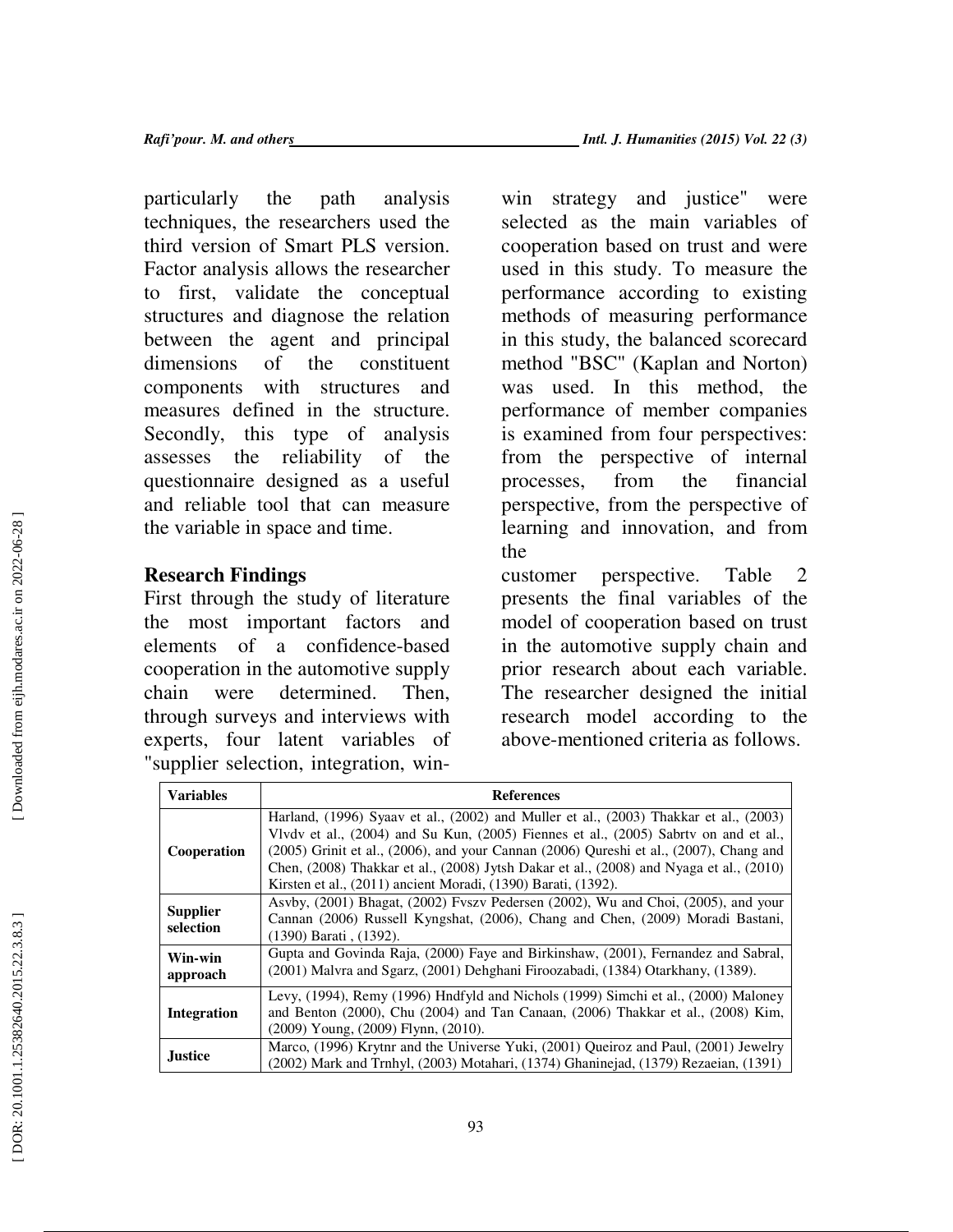particularly the path analysis techniques, the researchers used the third version of Smart PLS version. Factor analysis allows the researcher to first, validate the conceptual structures and diagnose the relation between the agent and principal dimensions of the constituent components with structures and measures defined in the structure. Secondly, this type of analysis assesses the reliability of the questionnaire designed as a useful and reliable tool that can measure the variable in space and time.

## Research Findings

First through the study of literature the most important factors and elements of a confidence-based cooperation in the automotive supply chain were determined. Then, through surveys and interviews with experts, four latent variables of "supplier selection, integration, win-win strategy and justice" were selected as the main variables of cooperation based on trust and were used in this study. To measure the performance according to existing methods of measuring performance in this study, the balanced scorecard method "BSC" (Kaplan and Norton) was used. In this method, the performance of member companies is examined from four perspectives: from the perspective of internal processes, from the financial perspective, from the perspective of learning and innovation, and from the customer perspective. Table 2 presents the final variables of the model of cooperation based on trust in the automotive supply chain and prior research about each variable. The researcher designed the initial research model according to the above-mentioned criteria as follows.

| Variables | References |
|---|---|
| **Cooperation** | Harland, (1996) Syaav et al., (2002) and Muller et al., (2003) Thakkar et al., (2003) Vlvdv et al., (2004) and Su Kun, (2005) Fiennes et al., (2005) Sabrtv on and et al., (2005) Grinit et al., (2006), and your Cannan (2006) Qureshi et al., (2007), Chang and Chen, (2008) Thakkar et al., (2008) Jytsh Dakar et al., (2008) and Nyaga et al., (2010) Kirsten et al., (2011) ancient Moradi, (1390) Barati, (1392). |
| **Supplier selection** | Asvby, (2001) Bhagat, (2002) Fvszv Pedersen (2002), Wu and Choi, (2005), and your Cannan (2006) Russell Kyngshat, (2006), Chang and Chen, (2009) Moradi Bastani, (1390) Barati , (1392). |
| **Win-win approach** | Gupta and Govinda Raja, (2000) Faye and Birkinshaw, (2001), Fernandez and Sabral, (2001) Malvra and Sgarz, (2001) Dehghani Firoozabadi, (1384) Otarkhany, (1389). |
| **Integration** | Levy, (1994), Remy (1996) Hndfyld and Nichols (1999) Simchi et al., (2000) Maloney and Benton (2000), Chu (2004) and Tan Canaan, (2006) Thakkar et al., (2008) Kim, (2009) Young, (2009) Flynn, (2010). |
| **Justice** | Marco, (1996) Krytnr and the Universe Yuki, (2001) Queiroz and Paul, (2001) Jewelry (2002) Mark and Trnhyl, (2003) Motahari, (1374) Ghaninejad, (1379) Rezaeian, (1391) |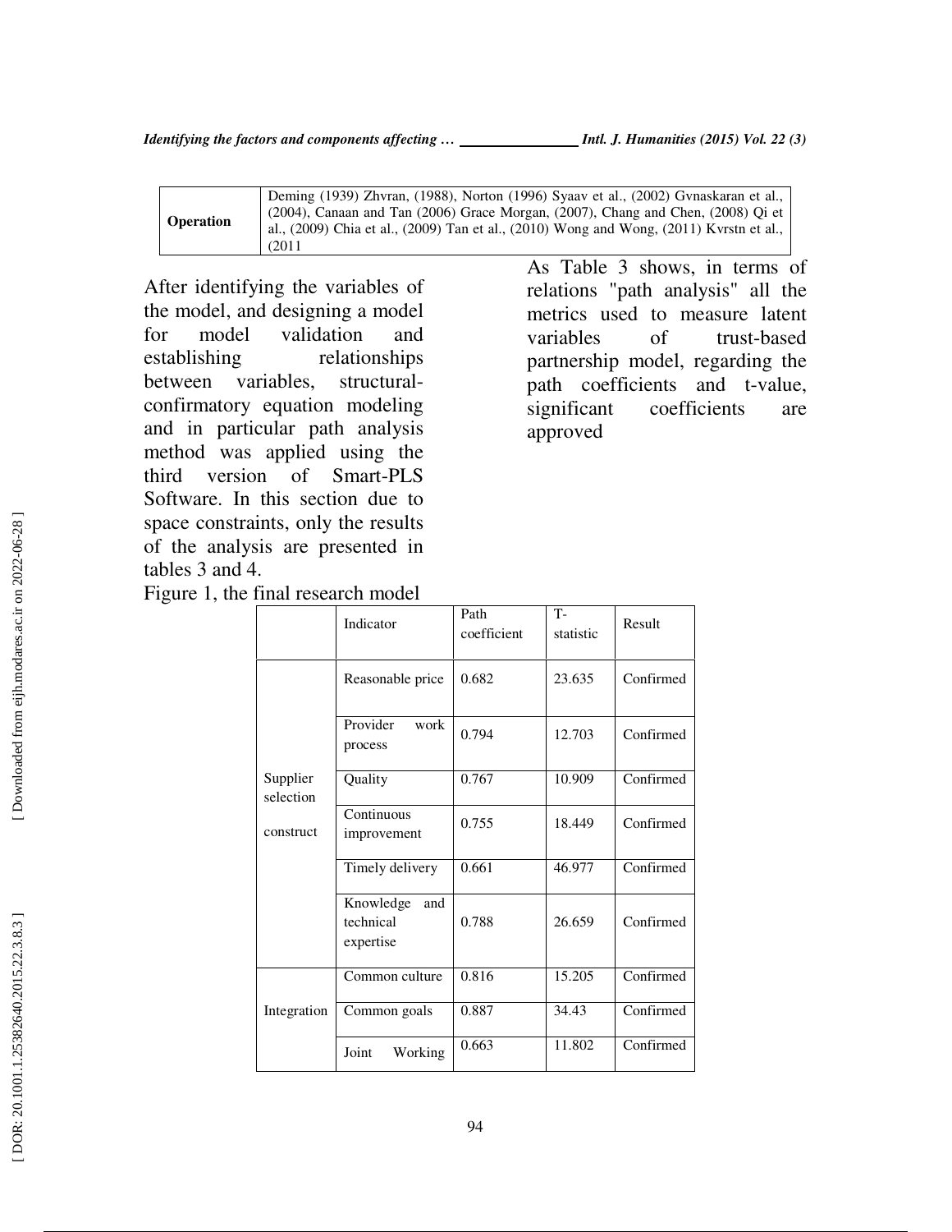| **Operation** | Deming (1939) Zhvran, (1988), Norton (1996) Syaav et al., (2002) Gvnaskaran et al., (2004), Canaan and Tan (2006) Grace Morgan, (2007), Chang and Chen, (2008) Qi et al., (2009) Chia et al., (2009) Tan et al., (2010) Wong and Wong, (2011) Kvrstn et al., (2011 |
|---|---|

After identifying the variables of the model, and designing a model for model validation and establishing relationships between variables, structural-confirmatory equation modeling and in particular path analysis method was applied using the third version of Smart-PLS Software. In this section due to space constraints, only the results of the analysis are presented in tables 3 and 4.

As Table 3 shows, in terms of relations "path analysis" all the metrics used to measure latent variables of trust-based partnership model, regarding the path coefficients and t-value, significant coefficients are approved

Figure 1, the final research model

| | Indicator | Path coefficient | T-statistic | Result |
|---|---|---|---|---|
| Supplier selection construct | Reasonable price | 0.682 | 23.635 | Confirmed |
| | Provider work process | 0.794 | 12.703 | Confirmed |
| | Quality | 0.767 | 10.909 | Confirmed |
| | Continuous improvement | 0.755 | 18.449 | Confirmed |
| | Timely delivery | 0.661 | 46.977 | Confirmed |
| | Knowledge and technical expertise | 0.788 | 26.659 | Confirmed |
| Integration | Common culture | 0.816 | 15.205 | Confirmed |
| | Common goals | 0.887 | 34.43 | Confirmed |
| | Joint Working | 0.663 | 11.802 | Confirmed |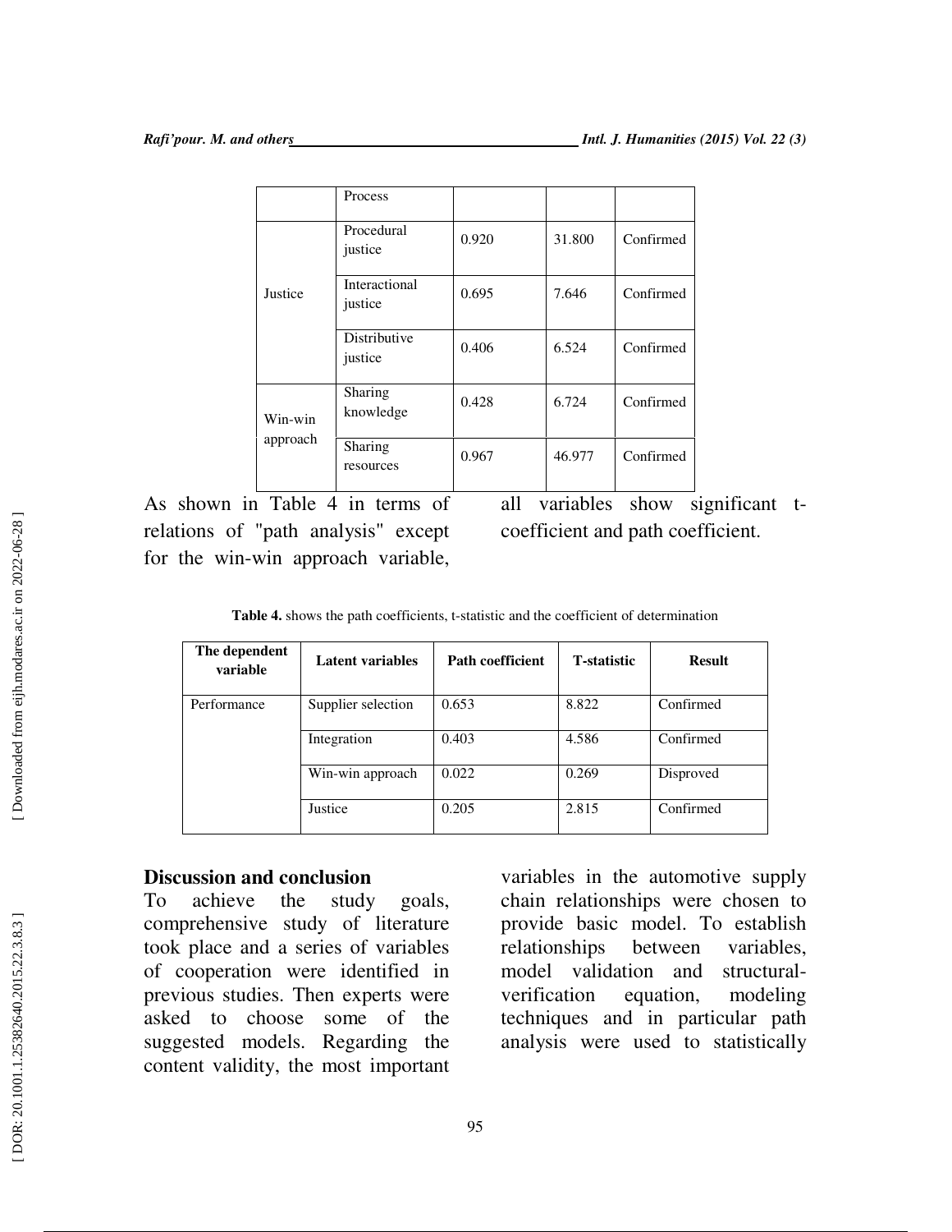| | Process | | | |
|---|---|---|---|---|
| Justice | Procedural justice | 0.920 | 31.800 | Confirmed |
| | Interactional justice | 0.695 | 7.646 | Confirmed |
| | Distributive justice | 0.406 | 6.524 | Confirmed |
| Win-win approach | Sharing knowledge | 0.428 | 6.724 | Confirmed |
| | Sharing resources | 0.967 | 46.977 | Confirmed |

As shown in Table 4 in terms of relations of "path analysis" except for the win-win approach variable, all variables show significant t-coefficient and path coefficient.

**Table 4.** shows the path coefficients, t-statistic and the coefficient of determination

| The dependent variable | Latent variables | Path coefficient | T-statistic | Result |
|---|---|---|---|---|
| Performance | Supplier selection | 0.653 | 8.822 | Confirmed |
| | Integration | 0.403 | 4.586 | Confirmed |
| | Win-win approach | 0.022 | 0.269 | Disproved |
| | Justice | 0.205 | 2.815 | Confirmed |

## Discussion and conclusion

To achieve the study goals, comprehensive study of literature took place and a series of variables of cooperation were identified in previous studies. Then experts were asked to choose some of the suggested models. Regarding the content validity, the most important variables in the automotive supply chain relationships were chosen to provide basic model. To establish relationships between variables, model validation and structural-verification equation, modeling techniques and in particular path analysis were used to statistically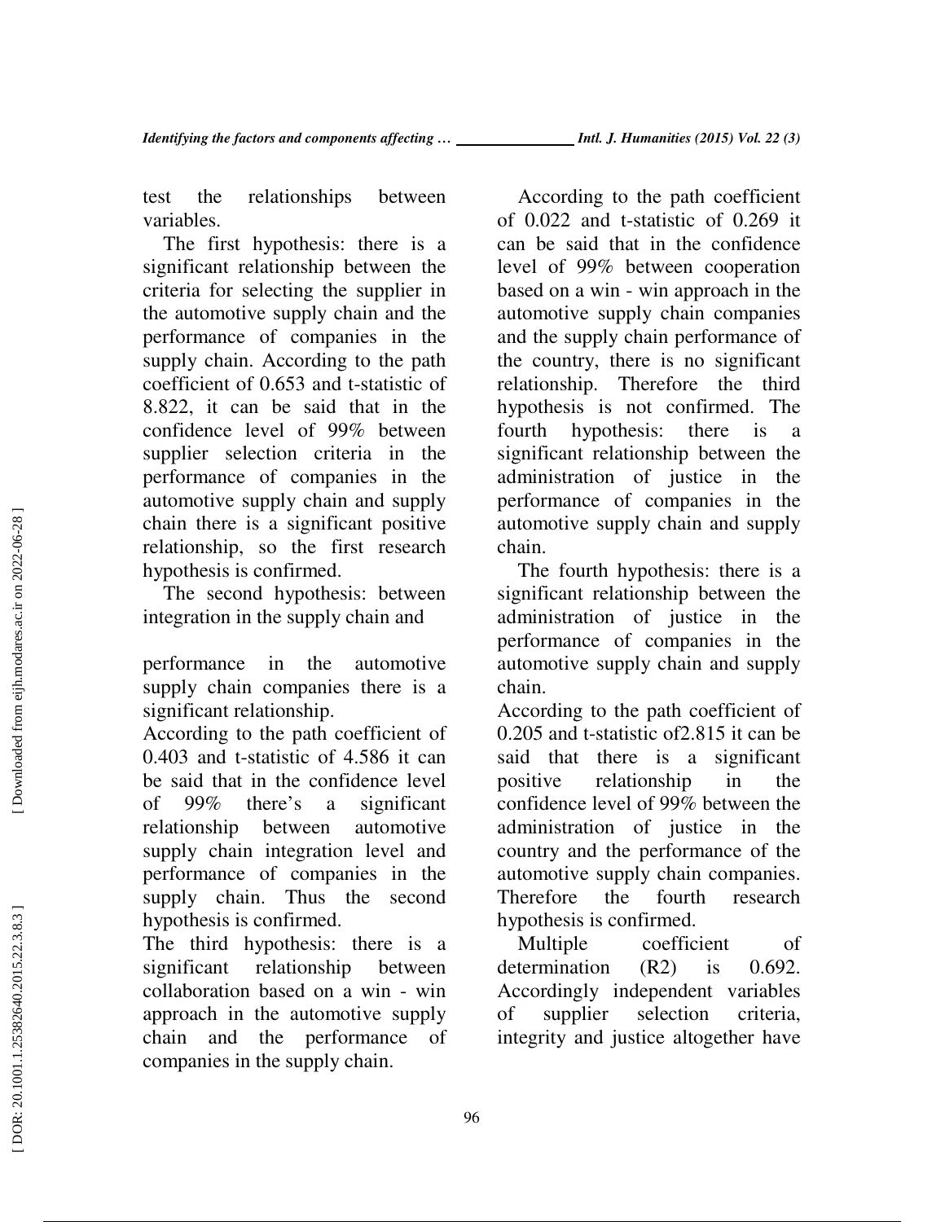test the relationships between variables.

The first hypothesis: there is a significant relationship between the criteria for selecting the supplier in the automotive supply chain and the performance of companies in the supply chain. According to the path coefficient of 0.653 and t-statistic of 8.822, it can be said that in the confidence level of 99% between supplier selection criteria in the performance of companies in the automotive supply chain and supply chain there is a significant positive relationship, so the first research hypothesis is confirmed.

The second hypothesis: between integration in the supply chain and performance in the automotive supply chain companies there is a significant relationship.

According to the path coefficient of 0.403 and t-statistic of 4.586 it can be said that in the confidence level of 99% there's a significant relationship between automotive supply chain integration level and performance of companies in the supply chain. Thus the second hypothesis is confirmed.

The third hypothesis: there is a significant relationship between collaboration based on a win - win approach in the automotive supply chain and the performance of companies in the supply chain.

According to the path coefficient of 0.022 and t-statistic of 0.269 it can be said that in the confidence level of 99% between cooperation based on a win - win approach in the automotive supply chain companies and the supply chain performance of the country, there is no significant relationship. Therefore the third hypothesis is not confirmed. The fourth hypothesis: there is a significant relationship between the administration of justice in the performance of companies in the automotive supply chain and supply chain.

The fourth hypothesis: there is a significant relationship between the administration of justice in the performance of companies in the automotive supply chain and supply chain.

According to the path coefficient of 0.205 and t-statistic of2.815 it can be said that there is a significant positive relationship in the confidence level of 99% between the administration of justice in the country and the performance of the automotive supply chain companies. Therefore the fourth research hypothesis is confirmed.

Multiple coefficient of determination ($R^2$) is 0.692. Accordingly independent variables of supplier selection criteria, integrity and justice altogether have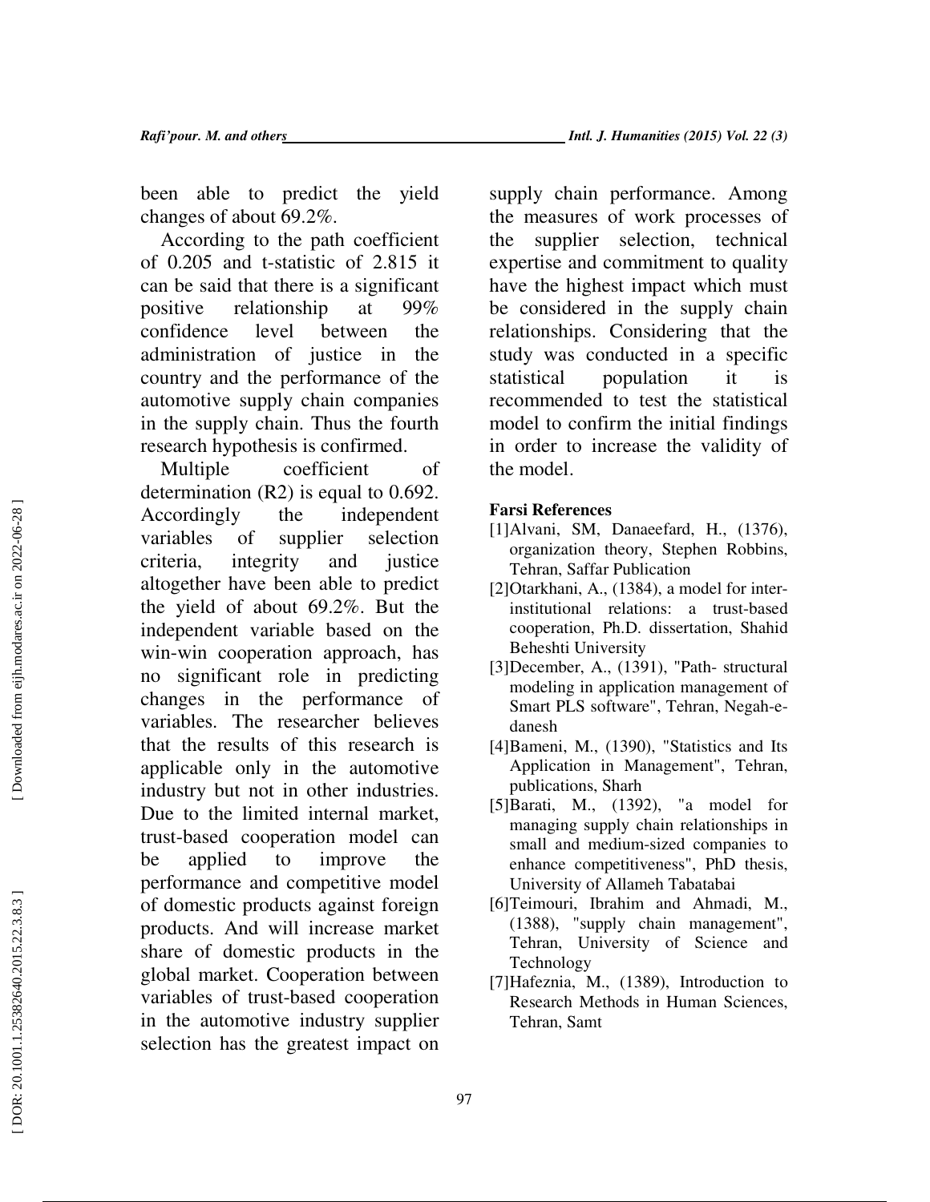been able to predict the yield changes of about 69.2%.

According to the path coefficient of 0.205 and t-statistic of 2.815 it can be said that there is a significant positive relationship at 99% confidence level between the administration of justice in the country and the performance of the automotive supply chain companies in the supply chain. Thus the fourth research hypothesis is confirmed.

Multiple coefficient of determination (R2) is equal to 0.692. Accordingly the independent variables of supplier selection criteria, integrity and justice altogether have been able to predict the yield of about 69.2%. But the independent variable based on the win-win cooperation approach, has no significant role in predicting changes in the performance of variables. The researcher believes that the results of this research is applicable only in the automotive industry but not in other industries. Due to the limited internal market, trust-based cooperation model can be applied to improve the performance and competitive model of domestic products against foreign products. And will increase market share of domestic products in the global market. Cooperation between variables of trust-based cooperation in the automotive industry supplier selection has the greatest impact on supply chain performance. Among the measures of work processes of the supplier selection, technical expertise and commitment to quality have the highest impact which must be considered in the supply chain relationships. Considering that the study was conducted in a specific statistical population it is recommended to test the statistical model to confirm the initial findings in order to increase the validity of the model.

**Farsi References**

[1]Alvani, SM, Danaeefard, H., (1376), organization theory, Stephen Robbins, Tehran, Saffar Publication

[2]Otarkhani, A., (1384), a model for inter-institutional relations: a trust-based cooperation, Ph.D. dissertation, Shahid Beheshti University

[3]December, A., (1391), "Path- structural modeling in application management of Smart PLS software", Tehran, Negah-e-danesh

[4]Bameni, M., (1390), "Statistics and Its Application in Management", Tehran, publications, Sharh

[5]Barati, M., (1392), "a model for managing supply chain relationships in small and medium-sized companies to enhance competitiveness", PhD thesis, University of Allameh Tabatabai

[6]Teimouri, Ibrahim and Ahmadi, M., (1388), "supply chain management", Tehran, University of Science and Technology

[7]Hafeznia, M., (1389), Introduction to Research Methods in Human Sciences, Tehran, Samt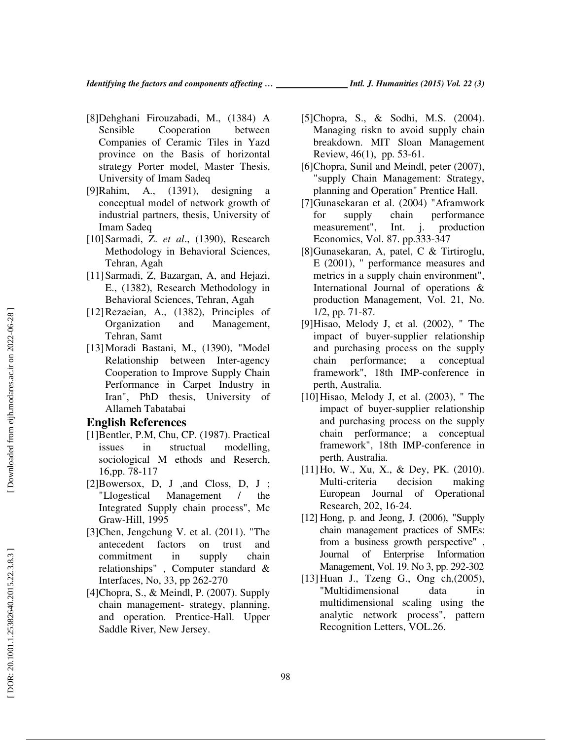[8]Dehghani Firouzabadi, M., (1384) A Sensible Cooperation between Companies of Ceramic Tiles in Yazd province on the Basis of horizontal strategy Porter model, Master Thesis, University of Imam Sadeq

[9]Rahim, A., (1391), designing a conceptual model of network growth of industrial partners, thesis, University of Imam Sadeq

[10] Sarmadi, Z. *et al*., (1390), Research Methodology in Behavioral Sciences, Tehran, Agah

[11] Sarmadi, Z, Bazargan, A, and Hejazi, E., (1382), Research Methodology in Behavioral Sciences, Tehran, Agah

[12] Rezaeian, A., (1382), Principles of Organization and Management, Tehran, Samt

[13] Moradi Bastani, M., (1390), "Model Relationship between Inter-agency Cooperation to Improve Supply Chain Performance in Carpet Industry in Iran", PhD thesis, University of Allameh Tabatabai

## English References

[1]Bentler, P.M, Chu, CP. (1987). Practical issues in structual modelling, sociological M ethods and Reserch, 16,pp. 78-117

[2]Bowersox, D, J ,and Closs, D, J ; "Llogestical Management / the Integrated Supply chain process", Mc Graw-Hill, 1995

[3]Chen, Jengchung V. et al. (2011). "The antecedent factors on trust and commitment in supply chain relationships" , Computer standard & Interfaces, No, 33, pp 262-270

[4]Chopra, S., & Meindl, P. (2007). Supply chain management- strategy, planning, and operation. Prentice-Hall. Upper Saddle River, New Jersey.

[5]Chopra, S., & Sodhi, M.S. (2004). Managing riskn to avoid supply chain breakdown. MIT Sloan Management Review, 46(1), pp. 53-61.

[6]Chopra, Sunil and Meindl, peter (2007), "supply Chain Management: Strategy, planning and Operation" Prentice Hall.

[7]Gunasekaran et al. (2004) "Aframwork for supply chain performance measurement", Int. j. production Economics, Vol. 87. pp.333-347

[8]Gunasekaran, A, patel, C & Tirtiroglu, E (2001), " performance measures and metrics in a supply chain environment", International Journal of operations & production Management, Vol. 21, No. 1/2, pp. 71-87.

[9]Hisao, Melody J, et al. (2002), " The impact of buyer-supplier relationship and purchasing process on the supply chain performance; a conceptual framework", 18th IMP-conference in perth, Australia.

[10] Hisao, Melody J, et al. (2003), " The impact of buyer-supplier relationship and purchasing process on the supply chain performance; a conceptual framework", 18th IMP-conference in perth, Australia.

[11] Ho, W., Xu, X., & Dey, PK. (2010). Multi-criteria decision making European Journal of Operational Research, 202, 16-24.

[12] Hong, p. and Jeong, J. (2006), "Supply chain management practices of SMEs: from a business growth perspective" , Journal of Enterprise Information Management, Vol. 19. No 3, pp. 292-302

[13] Huan J., Tzeng G., Ong ch,(2005), "Multidimensional data in multidimensional scaling using the analytic network process", pattern Recognition Letters, VOL.26.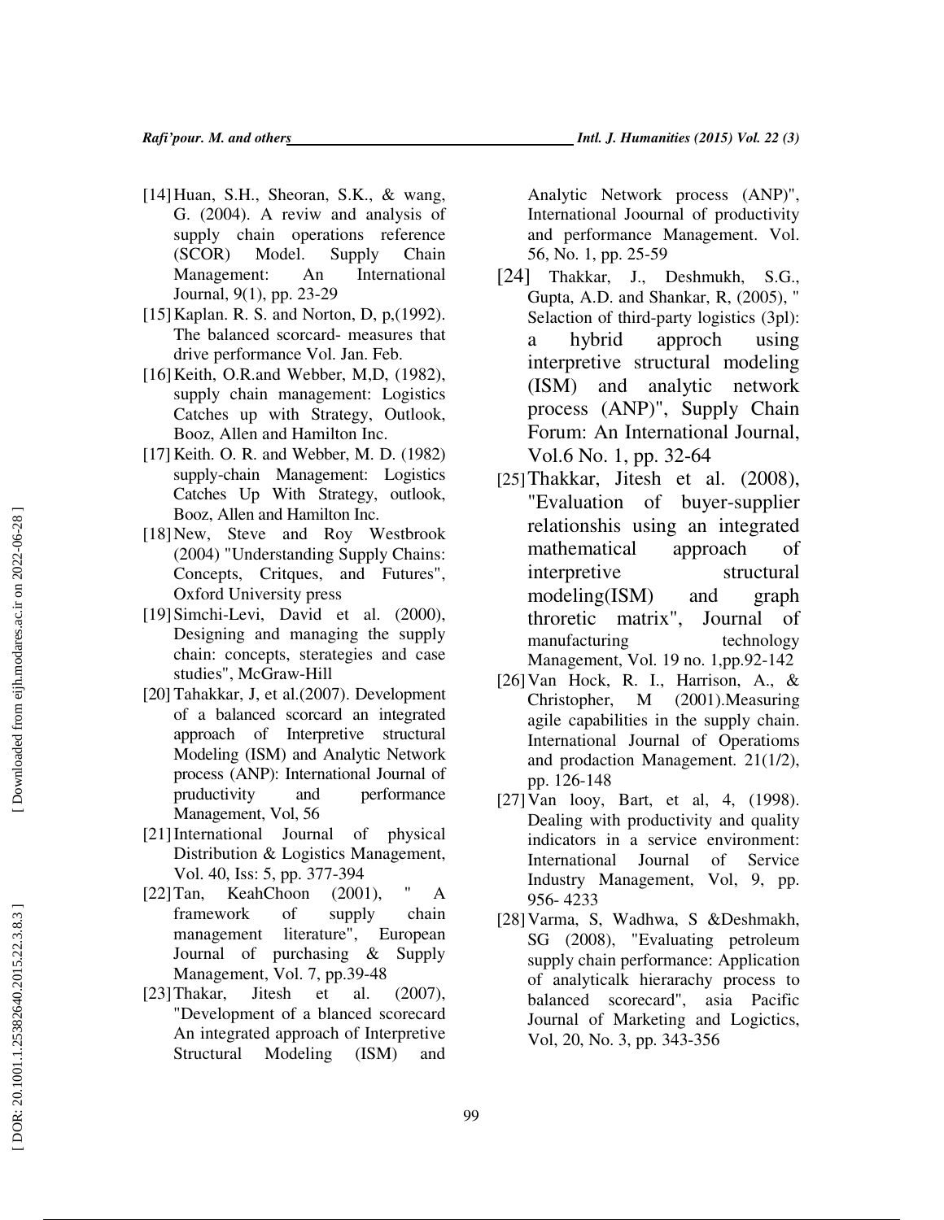[14] Huan, S.H., Sheoran, S.K., & wang, G. (2004). A reviw and analysis of supply chain operations reference (SCOR) Model. Supply Chain Management: An International Journal, 9(1), pp. 23-29

[15] Kaplan. R. S. and Norton, D, p,(1992). The balanced scorcard- measures that drive performance Vol. Jan. Feb.

[16] Keith, O.R.and Webber, M,D, (1982), supply chain management: Logistics Catches up with Strategy, Outlook, Booz, Allen and Hamilton Inc.

[17] Keith. O. R. and Webber, M. D. (1982) supply-chain Management: Logistics Catches Up With Strategy, outlook, Booz, Allen and Hamilton Inc.

[18] New, Steve and Roy Westbrook (2004) "Understanding Supply Chains: Concepts, Critques, and Futures", Oxford University press

[19] Simchi-Levi, David et al. (2000), Designing and managing the supply chain: concepts, sterategies and case studies", McGraw-Hill

[20] Tahakkar, J, et al.(2007). Development of a balanced scorcard an integrated approach of Interpretive structural Modeling (ISM) and Analytic Network process (ANP): International Journal of pruductivity and performance Management, Vol, 56

[21] International Journal of physical Distribution & Logistics Management, Vol. 40, Iss: 5, pp. 377-394

[22] Tan, KeahChoon (2001), " A framework of supply chain management literature", European Journal of purchasing & Supply Management, Vol. 7, pp.39-48

[23] Thakar, Jitesh et al. (2007), "Development of a blanced scorecard An integrated approach of Interpretive Structural Modeling (ISM) and Analytic Network process (ANP)", International Joournal of productivity and performance Management. Vol. 56, No. 1, pp. 25-59

[24] Thakkar, J., Deshmukh, S.G., Gupta, A.D. and Shankar, R, (2005), " Selaction of third-party logistics (3pl): a hybrid approch using interpretive structural modeling (ISM) and analytic network process (ANP)", Supply Chain Forum: An International Journal, Vol.6 No. 1, pp. 32-64

[25] Thakkar, Jitesh et al. (2008), "Evaluation of buyer-supplier relationshis using an integrated mathematical approach of interpretive structural modeling(ISM) and graph throretic matrix", Journal of manufacturing technology Management, Vol. 19 no. 1,pp.92-142

[26] Van Hock, R. I., Harrison, A., & Christopher, M (2001).Measuring agile capabilities in the supply chain. International Journal of Operatioms and prodaction Management. 21(1/2), pp. 126-148

[27] Van looy, Bart, et al, 4, (1998). Dealing with productivity and quality indicators in a service environment: International Journal of Service Industry Management, Vol, 9, pp. 956- 4233

[28] Varma, S, Wadhwa, S &Deshmakh, SG (2008), "Evaluating petroleum supply chain performance: Application of analyticalk hierarachy process to balanced scorecard", asia Pacific Journal of Marketing and Logictics, Vol, 20, No. 3, pp. 343-356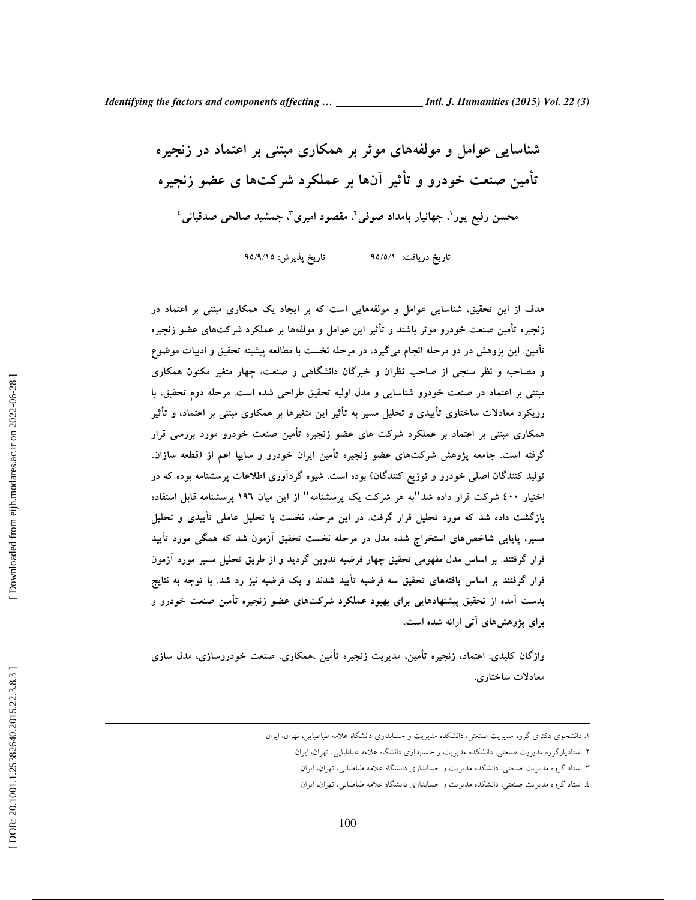# شناسایی عوامل و مولفه‌های موثر بر همکاری مبتنی بر اعتماد در زنجیره تأمین صنعت خودرو و تأثیر آن‌ها بر عملکرد شرکت‌ها ی عضو زنجیره

محسن رفیع پور[1]، جهانیار بامداد صوفی[2]، مقصود امیری[3]، جمشید صالحی صدقیانی[4]

تاریخ دریافت: ۹۵/۵/۱ &emsp; تاریخ پذیرش: ۹۵/۹/۱۵

**هدف از این تحقیق، شناسایی عوامل و مولفه‌هایی است که بر ایجاد یک همکاری مبتنی بر اعتماد در زنجیره تأمین صنعت خودرو موثر باشند و تأثیر این عوامل و مولفه‌ها بر عملکرد شرکت‌های عضو زنجیره تأمین. این پژوهش در دو مرحله انجام می‌گیرد، در مرحله نخست با مطالعه پیشینه تحقیق و ادبیات موضوع و مصاحبه و نظر سنجی از صاحب نظران و خبرگان دانشگاهی و صنعت، چهار متغیر مکنون همکاری مبتنی بر اعتماد در صنعت خودرو شناسایی و مدل اولیه تحقیق طراحی شده است. مرحله دوم تحقیق، با رویکرد معادلات ساختاری تأییدی و تحلیل مسیر به تأثیر این متغیرها بر همکاری مبتنی بر اعتماد، و تأثیر همکاری مبتنی بر اعتماد بر عملکرد شرکت های عضو زنجیره تأمین صنعت خودرو مورد بررسی قرار گرفته است. جامعه پژوهش شرکت‌های عضو زنجیره تأمین ایران خودرو و سایپا اعم از (قطعه سازان، تولید کنندگان اصلی خودرو و توزیع کنندگان) بوده است. شیوه گردآوری اطلاعات پرسشنامه بوده که در اختیار ۴۰۰ شرکت قرار داده شد"به هر شرکت یک پرسشنامه" از این میان ۱۹۶ پرسشنامه قابل استفاده بازگشت داده شد که مورد تحلیل قرار گرفت. در این مرحله، نخست با تحلیل عاملی تأییدی و تحلیل مسیر، پایایی شاخص‌های استخراج شده مدل در مرحله نخست تحقیق آزمون شد که همگی مورد تأیید قرار گرفتند. بر اساس مدل مفهومی تحقیق چهار فرضیه تدوین گردید و از طریق تحلیل مسیر مورد آزمون قرار گرفتند بر اساس یافته‌های تحقیق سه فرضیه تأیید شدند و یک فرضیه نیز رد شد. با توجه به نتایج بدست آمده از تحقیق پیشنهادهایی برای بهبود عملکرد شرکت‌های عضو زنجیره تأمین صنعت خودرو و برای پژوهش‌های آتی ارائه شده است.**

**واژگان کلیدی: اعتماد، زنجیره تأمین، مدیریت زنجیره تأمین ،همکاری، صنعت خودروسازی، مدل سازی معادلات ساختاری.**

---

۱. دانشجوی دکتری گروه مدیریت صنعتی، دانشکده مدیریت و حسابداری دانشگاه علامه طباطبایی، تهران، ایران

۲. استادیارگروه مدیریت صنعتی، دانشکده مدیریت و حسابداری دانشگاه علامه طباطبایی، تهران، ایران

۳. استاد گروه مدیریت صنعتی، دانشکده مدیریت و حسابداری دانشگاه علامه طباطبایی، تهران، ایران

۴. استاد گروه مدیریت صنعتی، دانشکده مدیریت و حسابداری دانشگاه علامه طباطبایی، تهران، ایران